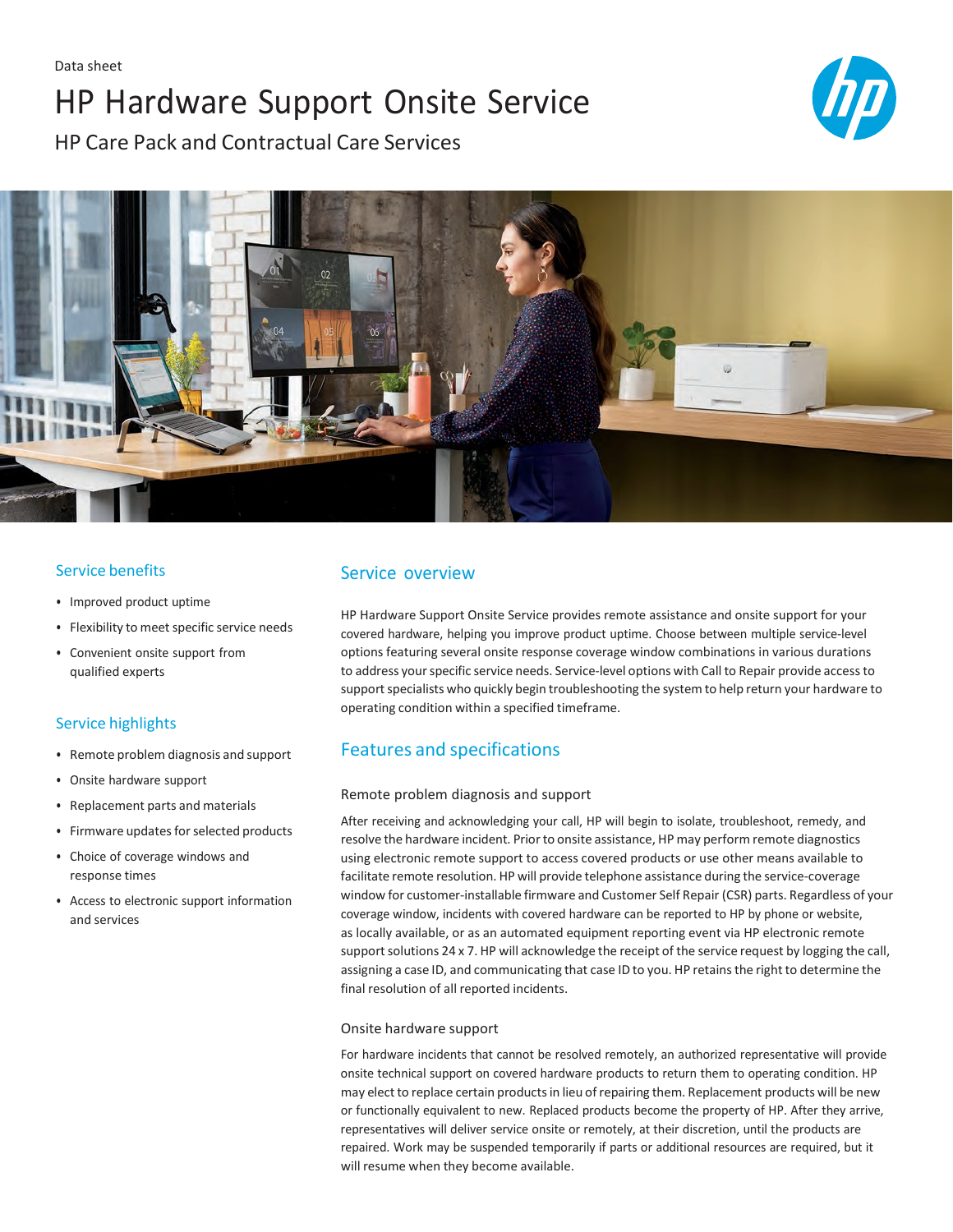Data sheet

# HP Hardware Support Onsite Service

HP Care Pack and Contractual Care Services

## Service benefits

- Improved product uptime
- Flexibility to meet specific service needs
- Convenient onsite support from qualified experts

## Service highlights

- Remote problem diagnosis and support
- Onsite hardware support
- Replacement parts and materials
- Firmware updates for selected products
- Choice of coverage windows and response times
- Access to electronic support information and services

## Service overview

HP Hardware Support Onsite Service provides remote assistance and onsite support for your covered hardware, helping you improve product uptime. Choose between multiple service-level options featuring several onsite response coverage window combinations in various durations to address your specific service needs. Service-level options with Call to Repair provide access to support specialists who quickly begin troubleshooting the system to help return your hardware to operating condition within a specified timeframe.

## Features and specifications

### Remote problem diagnosis and support

After receiving and acknowledging your call, HP will begin to isolate, troubleshoot, remedy, and resolve the hardware incident. Prior to onsite assistance, HP may perform remote diagnostics using electronic remote support to access covered products or use other means available to facilitate remote resolution. HP will provide telephone assistance during the service-coverage window for customer-installable firmware and Customer Self Repair (CSR) parts. Regardless of your coverage window, incidents with covered hardware can be reported to HP by phone or website, as locally available, or as an automated equipment reporting event via HP electronic remote support solutions 24 x 7. HP will acknowledge the receipt of the service request by logging the call, assigning a case ID, and communicating that case ID to you. HP retains the right to determine the final resolution of all reported incidents.

### Onsite hardware support

For hardware incidents that cannot be resolved remotely, an authorized representative will provide onsite technical support on covered hardware products to return them to operating condition. HP may elect to replace certain products in lieu of repairing them. Replacement products will be new or functionally equivalent to new. Replaced products become the property of HP. After they arrive, representatives will deliver service onsite or remotely, at their discretion, until the products are repaired. Work may be suspended temporarily if parts or additional resources are required, but it will resume when they become available.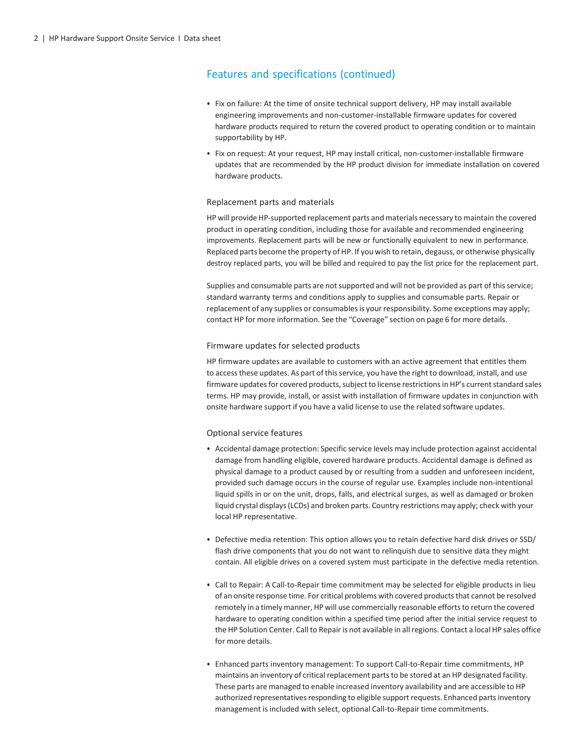## Features and specifications (continued)

- Fix on failure: At the time of onsite technical support delivery, HP may install available engineering improvements and non-customer-installable firmware updates for covered hardware products required to return the covered product to operating condition or to maintain supportability by HP.
- Fix on request: At your request, HP may install critical, non-customer-installable firmware updates that are recommended by the HP product division for immediate installation on covered hardware products.

### Replacement parts and materials

HP will provide HP-supported replacement parts and materials necessary to maintain the covered product in operating condition, including those for available and recommended engineering improvements. Replacement parts will be new or functionally equivalent to new in performance. Replaced parts become the property of HP. If you wish to retain, degauss, or otherwise physically destroy replaced parts, you will be billed and required to pay the list price for the replacement part.

Supplies and consumable parts are not supported and will not be provided as part of this service; standard warranty terms and conditions apply to supplies and consumable parts. Repair or replacement of any supplies or consumables is your responsibility. Some exceptions may apply; contact HP for more information. See the "Coverage" section on page 6 for more details.

### Firmware updates for selected products

HP firmware updates are available to customers with an active agreement that entitles them to access these updates. As part of this service, you have the right to download, install, and use firmware updates for covered products, subject to license restrictions in HP's current standard sales terms. HP may provide, install, or assist with installation of firmware updates in conjunction with onsite hardware support if you have a valid license to use the related software updates.

### Optional service features

- Accidental damage protection: Specific service levels may include protection against accidental damage from handling eligible, covered hardware products. Accidental damage is defined as physical damage to a product caused by or resulting from a sudden and unforeseen incident, provided such damage occurs in the course of regular use. Examples include non-intentional liquid spills in or on the unit, drops, falls, and electrical surges, as well as damaged or broken liquid crystal displays (LCDs) and broken parts. Country restrictions may apply; check with your local HP representative.
- Defective media retention: This option allows you to retain defective hard disk drives or SSD/flash drive components that you do not want to relinquish due to sensitive data they might contain. All eligible drives on a covered system must participate in the defective media retention.
- Call to Repair: A Call-to-Repair time commitment may be selected for eligible products in lieu of an onsite response time. For critical problems with covered products that cannot be resolved remotely in a timely manner, HP will use commercially reasonable efforts to return the covered hardware to operating condition within a specified time period after the initial service request to the HP Solution Center. Call to Repair is not available in all regions. Contact a local HP sales office for more details.
- Enhanced parts inventory management: To support Call-to-Repair time commitments, HP maintains an inventory of critical replacement parts to be stored at an HP designated facility. These parts are managed to enable increased inventory availability and are accessible to HP authorized representatives responding to eligible support requests. Enhanced parts inventory management is included with select, optional Call-to-Repair time commitments.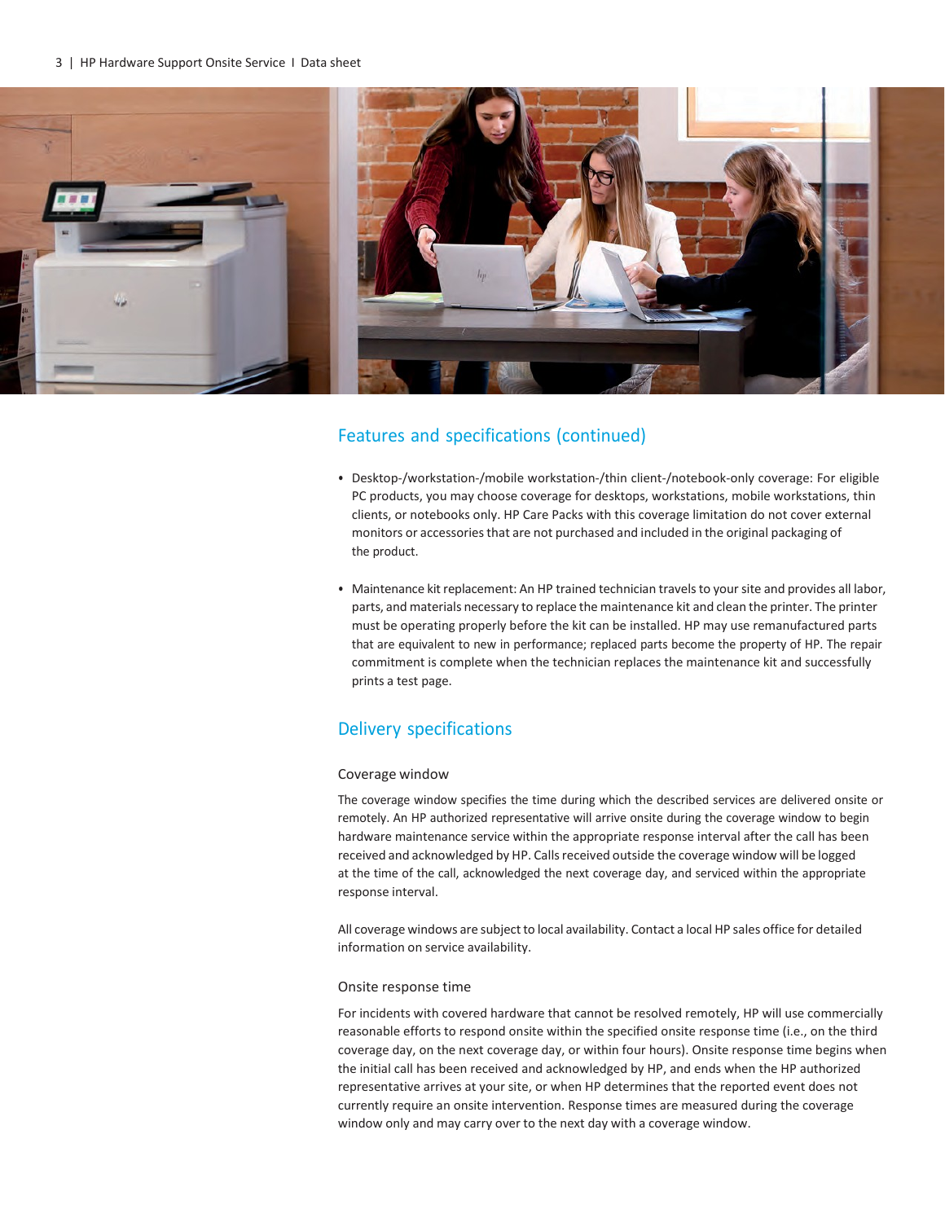## Features and specifications (continued)

- Desktop-/workstation-/mobile workstation-/thin client-/notebook-only coverage: For eligible PC products, you may choose coverage for desktops, workstations, mobile workstations, thin clients, or notebooks only. HP Care Packs with this coverage limitation do not cover external monitors or accessories that are not purchased and included in the original packaging of the product.
- Maintenance kit replacement: An HP trained technician travels to your site and provides all labor, parts, and materials necessary to replace the maintenance kit and clean the printer. The printer must be operating properly before the kit can be installed. HP may use remanufactured parts that are equivalent to new in performance; replaced parts become the property of HP. The repair commitment is complete when the technician replaces the maintenance kit and successfully prints a test page.

## Delivery specifications

### Coverage window

The coverage window specifies the time during which the described services are delivered onsite or remotely. An HP authorized representative will arrive onsite during the coverage window to begin hardware maintenance service within the appropriate response interval after the call has been received and acknowledged by HP. Calls received outside the coverage window will be logged at the time of the call, acknowledged the next coverage day, and serviced within the appropriate response interval.

All coverage windows are subject to local availability. Contact a local HP sales office for detailed information on service availability.

### Onsite response time

For incidents with covered hardware that cannot be resolved remotely, HP will use commercially reasonable efforts to respond onsite within the specified onsite response time (i.e., on the third coverage day, on the next coverage day, or within four hours). Onsite response time begins when the initial call has been received and acknowledged by HP, and ends when the HP authorized representative arrives at your site, or when HP determines that the reported event does not currently require an onsite intervention. Response times are measured during the coverage window only and may carry over to the next day with a coverage window.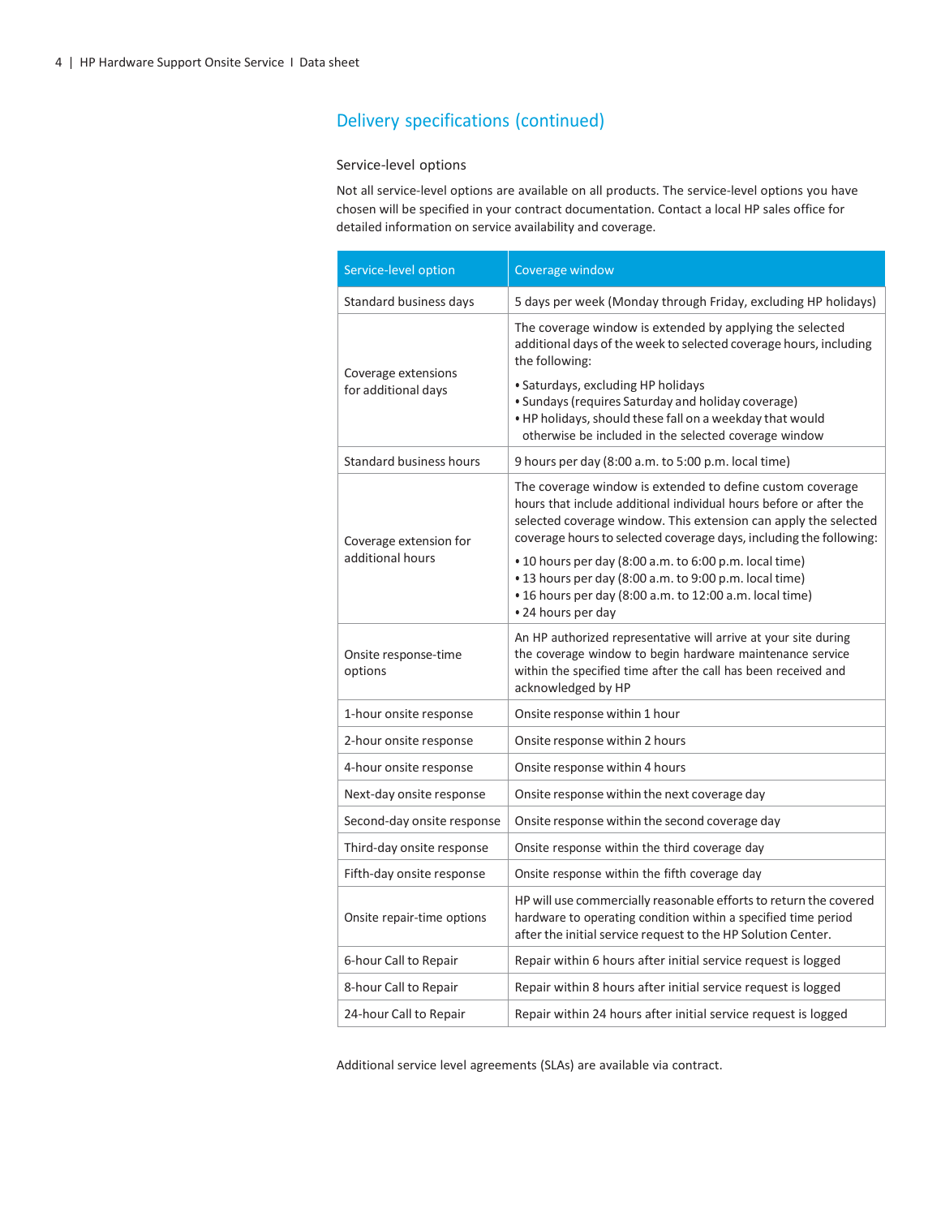## Delivery specifications (continued)

### Service-level options

Not all service-level options are available on all products. The service-level options you have chosen will be specified in your contract documentation. Contact a local HP sales office for detailed information on service availability and coverage.

| Service-level option | Coverage window |
|---|---|
| Standard business days | 5 days per week (Monday through Friday, excluding HP holidays) |
| Coverage extensions for additional days | The coverage window is extended by applying the selected additional days of the week to selected coverage hours, including the following:<br>• Saturdays, excluding HP holidays<br>• Sundays (requires Saturday and holiday coverage)<br>• HP holidays, should these fall on a weekday that would otherwise be included in the selected coverage window |
| Standard business hours | 9 hours per day (8:00 a.m. to 5:00 p.m. local time) |
| Coverage extension for additional hours | The coverage window is extended to define custom coverage hours that include additional individual hours before or after the selected coverage window. This extension can apply the selected coverage hours to selected coverage days, including the following:<br>• 10 hours per day (8:00 a.m. to 6:00 p.m. local time)<br>• 13 hours per day (8:00 a.m. to 9:00 p.m. local time)<br>• 16 hours per day (8:00 a.m. to 12:00 a.m. local time)<br>• 24 hours per day |
| Onsite response-time options | An HP authorized representative will arrive at your site during the coverage window to begin hardware maintenance service within the specified time after the call has been received and acknowledged by HP |
| 1-hour onsite response | Onsite response within 1 hour |
| 2-hour onsite response | Onsite response within 2 hours |
| 4-hour onsite response | Onsite response within 4 hours |
| Next-day onsite response | Onsite response within the next coverage day |
| Second-day onsite response | Onsite response within the second coverage day |
| Third-day onsite response | Onsite response within the third coverage day |
| Fifth-day onsite response | Onsite response within the fifth coverage day |
| Onsite repair-time options | HP will use commercially reasonable efforts to return the covered hardware to operating condition within a specified time period after the initial service request to the HP Solution Center. |
| 6-hour Call to Repair | Repair within 6 hours after initial service request is logged |
| 8-hour Call to Repair | Repair within 8 hours after initial service request is logged |
| 24-hour Call to Repair | Repair within 24 hours after initial service request is logged |

Additional service level agreements (SLAs) are available via contract.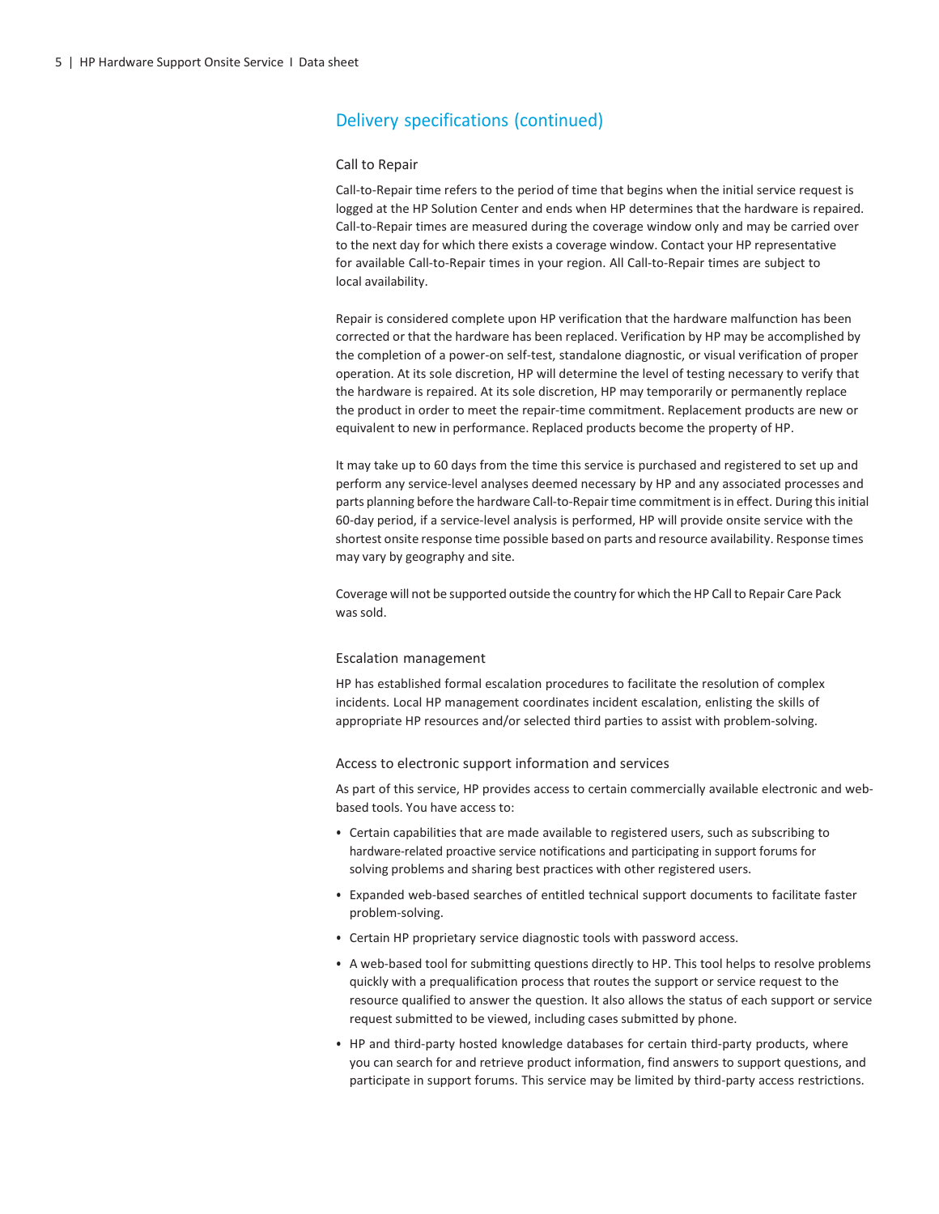## Delivery specifications (continued)

### Call to Repair

Call-to-Repair time refers to the period of time that begins when the initial service request is logged at the HP Solution Center and ends when HP determines that the hardware is repaired. Call-to-Repair times are measured during the coverage window only and may be carried over to the next day for which there exists a coverage window. Contact your HP representative for available Call-to-Repair times in your region. All Call-to-Repair times are subject to local availability.

Repair is considered complete upon HP verification that the hardware malfunction has been corrected or that the hardware has been replaced. Verification by HP may be accomplished by the completion of a power-on self-test, standalone diagnostic, or visual verification of proper operation. At its sole discretion, HP will determine the level of testing necessary to verify that the hardware is repaired. At its sole discretion, HP may temporarily or permanently replace the product in order to meet the repair-time commitment. Replacement products are new or equivalent to new in performance. Replaced products become the property of HP.

It may take up to 60 days from the time this service is purchased and registered to set up and perform any service-level analyses deemed necessary by HP and any associated processes and parts planning before the hardware Call-to-Repair time commitment is in effect. During this initial 60-day period, if a service-level analysis is performed, HP will provide onsite service with the shortest onsite response time possible based on parts and resource availability. Response times may vary by geography and site.

Coverage will not be supported outside the country for which the HP Call to Repair Care Pack was sold.

### Escalation management

HP has established formal escalation procedures to facilitate the resolution of complex incidents. Local HP management coordinates incident escalation, enlisting the skills of appropriate HP resources and/or selected third parties to assist with problem-solving.

### Access to electronic support information and services

As part of this service, HP provides access to certain commercially available electronic and web-based tools. You have access to:

- Certain capabilities that are made available to registered users, such as subscribing to hardware-related proactive service notifications and participating in support forums for solving problems and sharing best practices with other registered users.
- Expanded web-based searches of entitled technical support documents to facilitate faster problem-solving.
- Certain HP proprietary service diagnostic tools with password access.
- A web-based tool for submitting questions directly to HP. This tool helps to resolve problems quickly with a prequalification process that routes the support or service request to the resource qualified to answer the question. It also allows the status of each support or service request submitted to be viewed, including cases submitted by phone.
- HP and third-party hosted knowledge databases for certain third-party products, where you can search for and retrieve product information, find answers to support questions, and participate in support forums. This service may be limited by third-party access restrictions.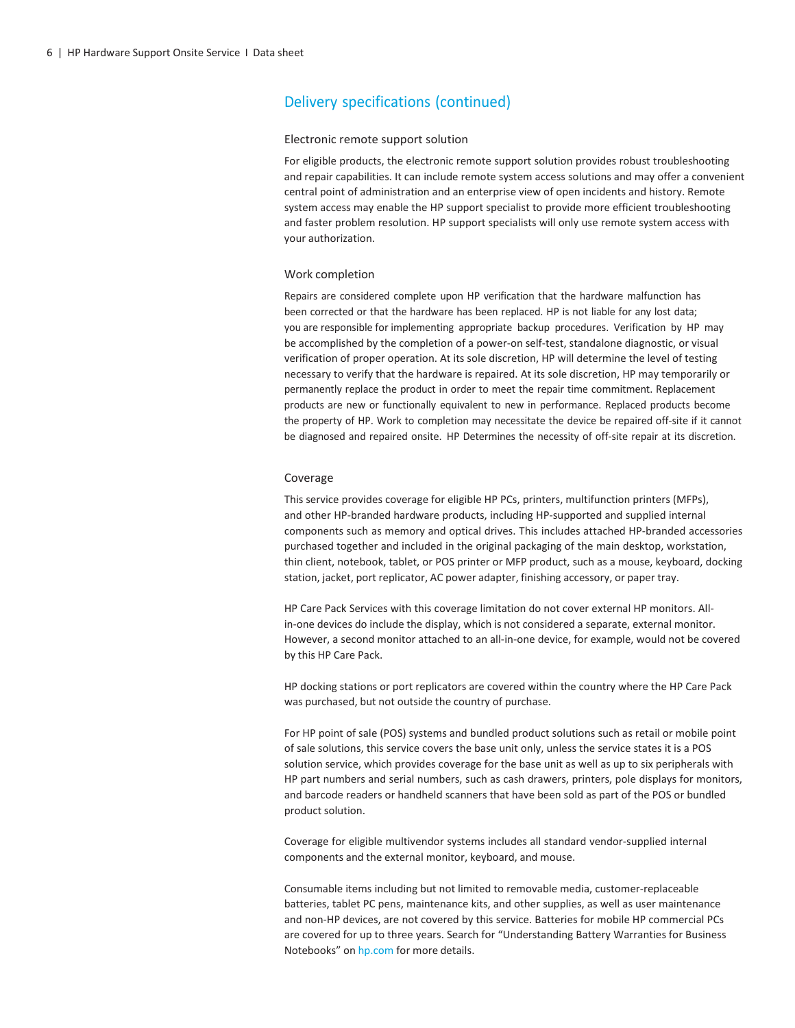## Delivery specifications (continued)

### Electronic remote support solution

For eligible products, the electronic remote support solution provides robust troubleshooting and repair capabilities. It can include remote system access solutions and may offer a convenient central point of administration and an enterprise view of open incidents and history. Remote system access may enable the HP support specialist to provide more efficient troubleshooting and faster problem resolution. HP support specialists will only use remote system access with your authorization.

### Work completion

Repairs are considered complete upon HP verification that the hardware malfunction has been corrected or that the hardware has been replaced. HP is not liable for any lost data; you are responsible for implementing appropriate backup procedures. Verification by HP may be accomplished by the completion of a power-on self-test, standalone diagnostic, or visual verification of proper operation. At its sole discretion, HP will determine the level of testing necessary to verify that the hardware is repaired. At its sole discretion, HP may temporarily or permanently replace the product in order to meet the repair time commitment. Replacement products are new or functionally equivalent to new in performance. Replaced products become the property of HP. Work to completion may necessitate the device be repaired off-site if it cannot be diagnosed and repaired onsite. HP Determines the necessity of off-site repair at its discretion.

### Coverage

This service provides coverage for eligible HP PCs, printers, multifunction printers (MFPs), and other HP-branded hardware products, including HP-supported and supplied internal components such as memory and optical drives. This includes attached HP-branded accessories purchased together and included in the original packaging of the main desktop, workstation, thin client, notebook, tablet, or POS printer or MFP product, such as a mouse, keyboard, docking station, jacket, port replicator, AC power adapter, finishing accessory, or paper tray.

HP Care Pack Services with this coverage limitation do not cover external HP monitors. All-in-one devices do include the display, which is not considered a separate, external monitor. However, a second monitor attached to an all-in-one device, for example, would not be covered by this HP Care Pack.

HP docking stations or port replicators are covered within the country where the HP Care Pack was purchased, but not outside the country of purchase.

For HP point of sale (POS) systems and bundled product solutions such as retail or mobile point of sale solutions, this service covers the base unit only, unless the service states it is a POS solution service, which provides coverage for the base unit as well as up to six peripherals with HP part numbers and serial numbers, such as cash drawers, printers, pole displays for monitors, and barcode readers or handheld scanners that have been sold as part of the POS or bundled product solution.

Coverage for eligible multivendor systems includes all standard vendor-supplied internal components and the external monitor, keyboard, and mouse.

Consumable items including but not limited to removable media, customer-replaceable batteries, tablet PC pens, maintenance kits, and other supplies, as well as user maintenance and non-HP devices, are not covered by this service. Batteries for mobile HP commercial PCs are covered for up to three years. Search for "Understanding Battery Warranties for Business Notebooks" on hp.com for more details.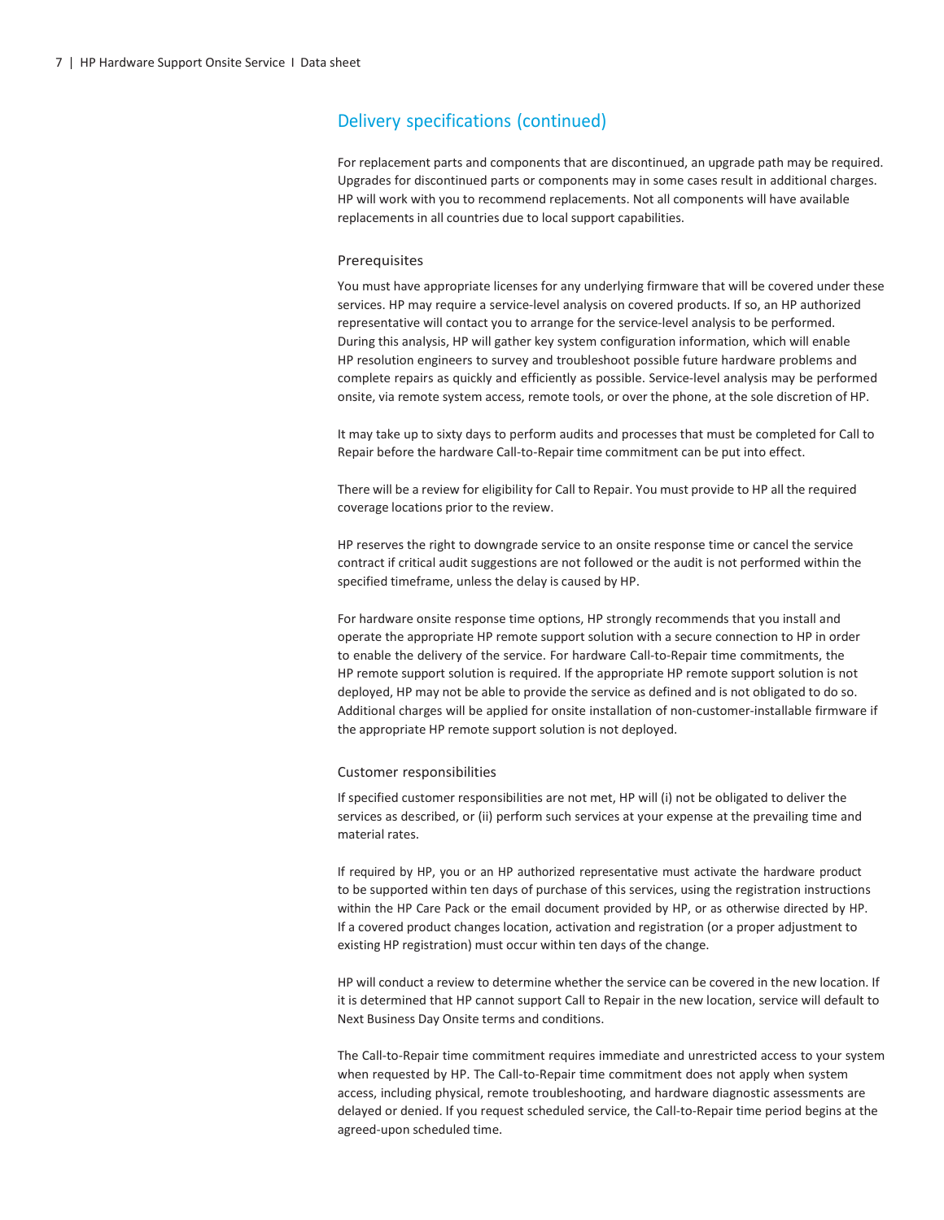## Delivery specifications (continued)

For replacement parts and components that are discontinued, an upgrade path may be required. Upgrades for discontinued parts or components may in some cases result in additional charges. HP will work with you to recommend replacements. Not all components will have available replacements in all countries due to local support capabilities.

### Prerequisites

You must have appropriate licenses for any underlying firmware that will be covered under these services. HP may require a service-level analysis on covered products. If so, an HP authorized representative will contact you to arrange for the service-level analysis to be performed. During this analysis, HP will gather key system configuration information, which will enable HP resolution engineers to survey and troubleshoot possible future hardware problems and complete repairs as quickly and efficiently as possible. Service-level analysis may be performed onsite, via remote system access, remote tools, or over the phone, at the sole discretion of HP.

It may take up to sixty days to perform audits and processes that must be completed for Call to Repair before the hardware Call-to-Repair time commitment can be put into effect.

There will be a review for eligibility for Call to Repair. You must provide to HP all the required coverage locations prior to the review.

HP reserves the right to downgrade service to an onsite response time or cancel the service contract if critical audit suggestions are not followed or the audit is not performed within the specified timeframe, unless the delay is caused by HP.

For hardware onsite response time options, HP strongly recommends that you install and operate the appropriate HP remote support solution with a secure connection to HP in order to enable the delivery of the service. For hardware Call-to-Repair time commitments, the HP remote support solution is required. If the appropriate HP remote support solution is not deployed, HP may not be able to provide the service as defined and is not obligated to do so. Additional charges will be applied for onsite installation of non-customer-installable firmware if the appropriate HP remote support solution is not deployed.

### Customer responsibilities

If specified customer responsibilities are not met, HP will (i) not be obligated to deliver the services as described, or (ii) perform such services at your expense at the prevailing time and material rates.

If required by HP, you or an HP authorized representative must activate the hardware product to be supported within ten days of purchase of this services, using the registration instructions within the HP Care Pack or the email document provided by HP, or as otherwise directed by HP. If a covered product changes location, activation and registration (or a proper adjustment to existing HP registration) must occur within ten days of the change.

HP will conduct a review to determine whether the service can be covered in the new location. If it is determined that HP cannot support Call to Repair in the new location, service will default to Next Business Day Onsite terms and conditions.

The Call-to-Repair time commitment requires immediate and unrestricted access to your system when requested by HP. The Call-to-Repair time commitment does not apply when system access, including physical, remote troubleshooting, and hardware diagnostic assessments are delayed or denied. If you request scheduled service, the Call-to-Repair time period begins at the agreed-upon scheduled time.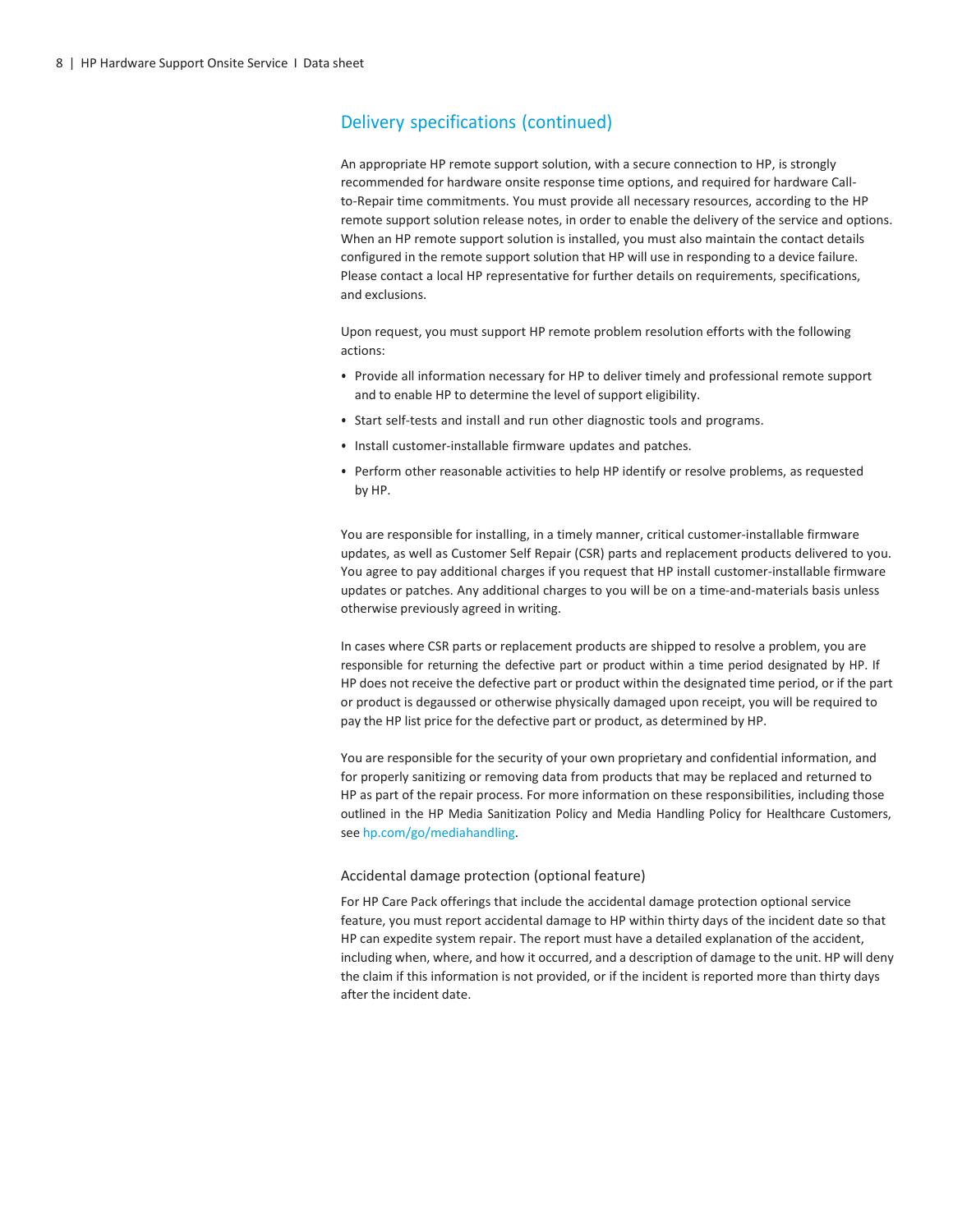## Delivery specifications (continued)

An appropriate HP remote support solution, with a secure connection to HP, is strongly recommended for hardware onsite response time options, and required for hardware Call-to-Repair time commitments. You must provide all necessary resources, according to the HP remote support solution release notes, in order to enable the delivery of the service and options. When an HP remote support solution is installed, you must also maintain the contact details configured in the remote support solution that HP will use in responding to a device failure. Please contact a local HP representative for further details on requirements, specifications, and exclusions.

Upon request, you must support HP remote problem resolution efforts with the following actions:

- Provide all information necessary for HP to deliver timely and professional remote support and to enable HP to determine the level of support eligibility.
- Start self-tests and install and run other diagnostic tools and programs.
- Install customer-installable firmware updates and patches.
- Perform other reasonable activities to help HP identify or resolve problems, as requested by HP.

You are responsible for installing, in a timely manner, critical customer-installable firmware updates, as well as Customer Self Repair (CSR) parts and replacement products delivered to you. You agree to pay additional charges if you request that HP install customer-installable firmware updates or patches. Any additional charges to you will be on a time-and-materials basis unless otherwise previously agreed in writing.

In cases where CSR parts or replacement products are shipped to resolve a problem, you are responsible for returning the defective part or product within a time period designated by HP. If HP does not receive the defective part or product within the designated time period, or if the part or product is degaussed or otherwise physically damaged upon receipt, you will be required to pay the HP list price for the defective part or product, as determined by HP.

You are responsible for the security of your own proprietary and confidential information, and for properly sanitizing or removing data from products that may be replaced and returned to HP as part of the repair process. For more information on these responsibilities, including those outlined in the HP Media Sanitization Policy and Media Handling Policy for Healthcare Customers, see hp.com/go/mediahandling.

### Accidental damage protection (optional feature)

For HP Care Pack offerings that include the accidental damage protection optional service feature, you must report accidental damage to HP within thirty days of the incident date so that HP can expedite system repair. The report must have a detailed explanation of the accident, including when, where, and how it occurred, and a description of damage to the unit. HP will deny the claim if this information is not provided, or if the incident is reported more than thirty days after the incident date.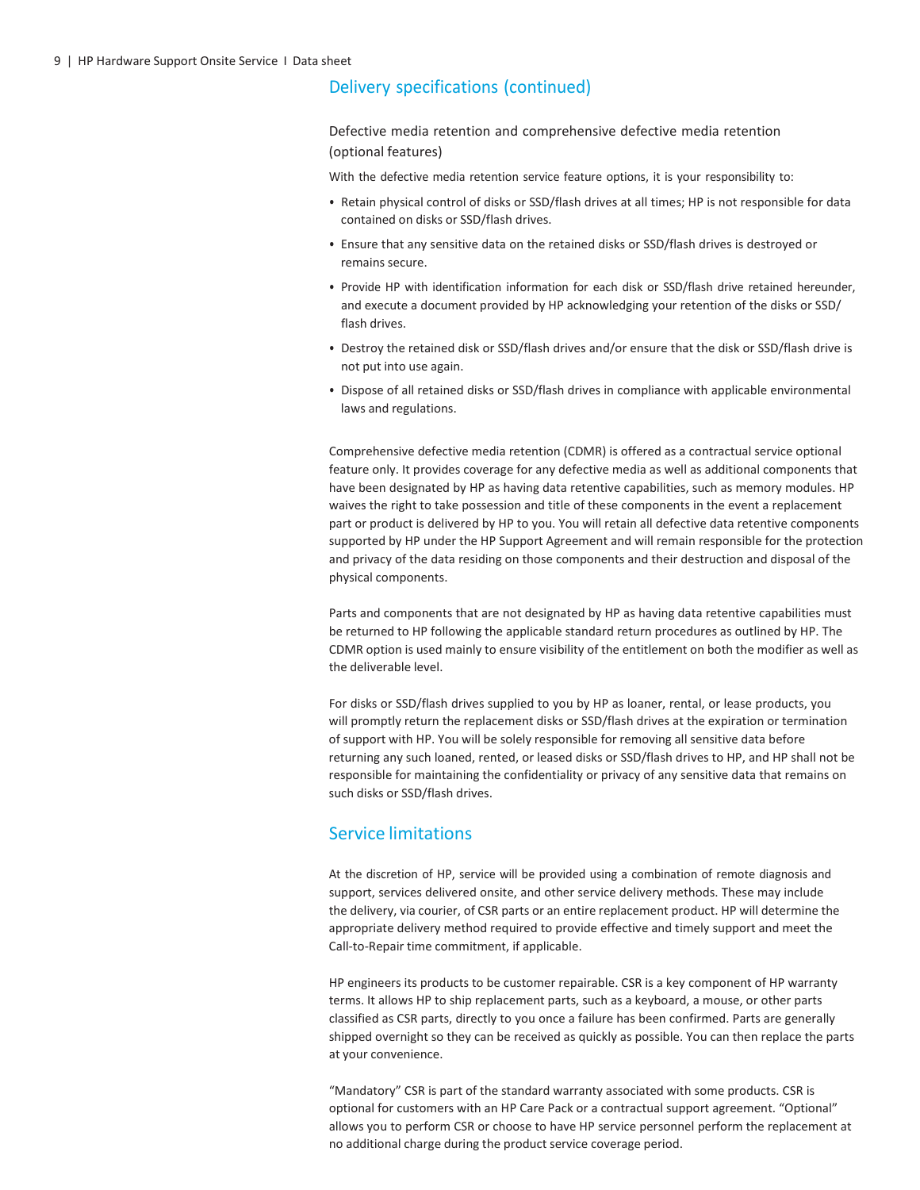## Delivery specifications (continued)

### Defective media retention and comprehensive defective media retention (optional features)

With the defective media retention service feature options, it is your responsibility to:

- Retain physical control of disks or SSD/flash drives at all times; HP is not responsible for data contained on disks or SSD/flash drives.
- Ensure that any sensitive data on the retained disks or SSD/flash drives is destroyed or remains secure.
- Provide HP with identification information for each disk or SSD/flash drive retained hereunder, and execute a document provided by HP acknowledging your retention of the disks or SSD/flash drives.
- Destroy the retained disk or SSD/flash drives and/or ensure that the disk or SSD/flash drive is not put into use again.
- Dispose of all retained disks or SSD/flash drives in compliance with applicable environmental laws and regulations.

Comprehensive defective media retention (CDMR) is offered as a contractual service optional feature only. It provides coverage for any defective media as well as additional components that have been designated by HP as having data retentive capabilities, such as memory modules. HP waives the right to take possession and title of these components in the event a replacement part or product is delivered by HP to you. You will retain all defective data retentive components supported by HP under the HP Support Agreement and will remain responsible for the protection and privacy of the data residing on those components and their destruction and disposal of the physical components.

Parts and components that are not designated by HP as having data retentive capabilities must be returned to HP following the applicable standard return procedures as outlined by HP. The CDMR option is used mainly to ensure visibility of the entitlement on both the modifier as well as the deliverable level.

For disks or SSD/flash drives supplied to you by HP as loaner, rental, or lease products, you will promptly return the replacement disks or SSD/flash drives at the expiration or termination of support with HP. You will be solely responsible for removing all sensitive data before returning any such loaned, rented, or leased disks or SSD/flash drives to HP, and HP shall not be responsible for maintaining the confidentiality or privacy of any sensitive data that remains on such disks or SSD/flash drives.

## Service limitations

At the discretion of HP, service will be provided using a combination of remote diagnosis and support, services delivered onsite, and other service delivery methods. These may include the delivery, via courier, of CSR parts or an entire replacement product. HP will determine the appropriate delivery method required to provide effective and timely support and meet the Call-to-Repair time commitment, if applicable.

HP engineers its products to be customer repairable. CSR is a key component of HP warranty terms. It allows HP to ship replacement parts, such as a keyboard, a mouse, or other parts classified as CSR parts, directly to you once a failure has been confirmed. Parts are generally shipped overnight so they can be received as quickly as possible. You can then replace the parts at your convenience.

"Mandatory" CSR is part of the standard warranty associated with some products. CSR is optional for customers with an HP Care Pack or a contractual support agreement. "Optional" allows you to perform CSR or choose to have HP service personnel perform the replacement at no additional charge during the product service coverage period.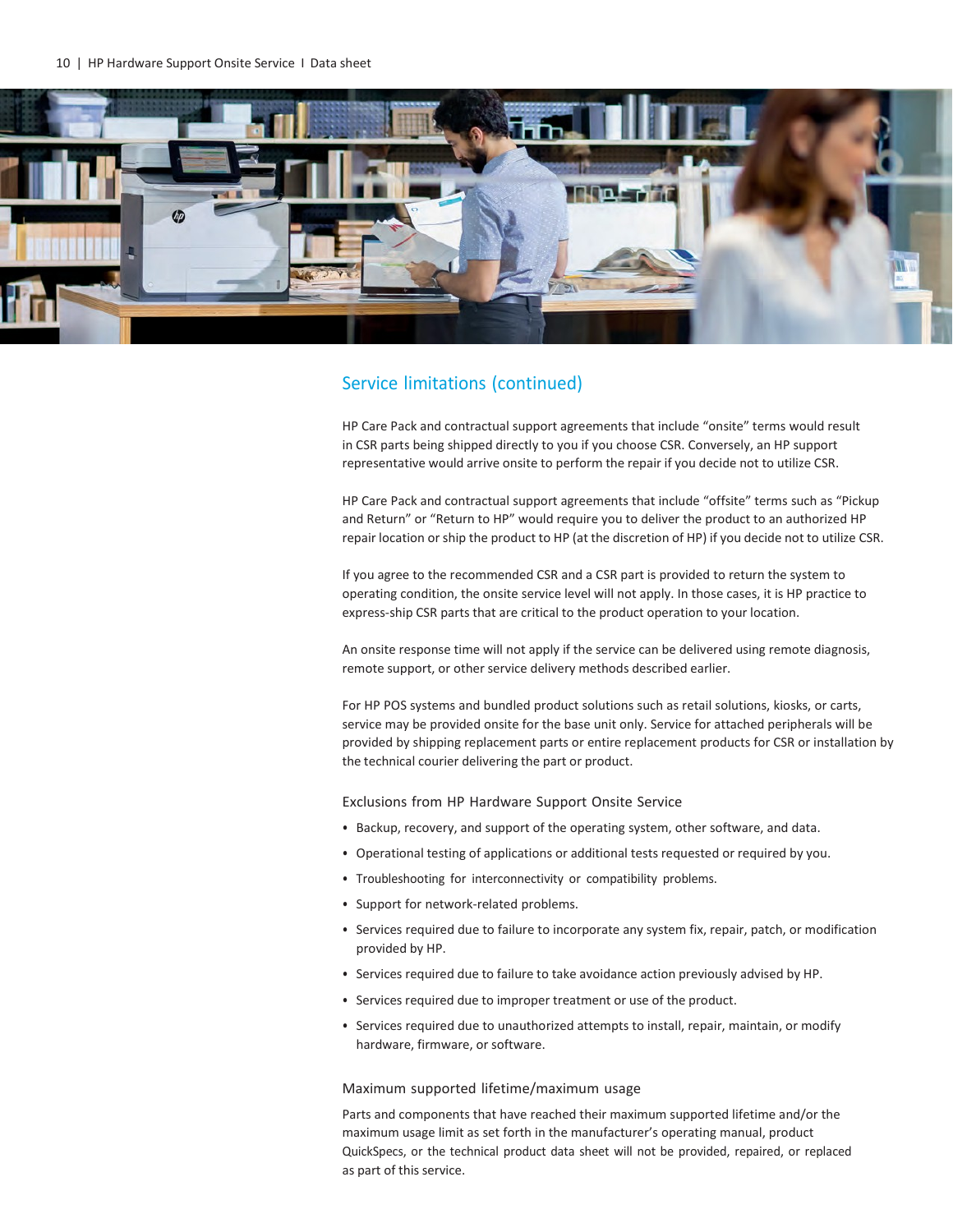## Service limitations (continued)

HP Care Pack and contractual support agreements that include "onsite" terms would result in CSR parts being shipped directly to you if you choose CSR. Conversely, an HP support representative would arrive onsite to perform the repair if you decide not to utilize CSR.

HP Care Pack and contractual support agreements that include "offsite" terms such as "Pickup and Return" or "Return to HP" would require you to deliver the product to an authorized HP repair location or ship the product to HP (at the discretion of HP) if you decide not to utilize CSR.

If you agree to the recommended CSR and a CSR part is provided to return the system to operating condition, the onsite service level will not apply. In those cases, it is HP practice to express-ship CSR parts that are critical to the product operation to your location.

An onsite response time will not apply if the service can be delivered using remote diagnosis, remote support, or other service delivery methods described earlier.

For HP POS systems and bundled product solutions such as retail solutions, kiosks, or carts, service may be provided onsite for the base unit only. Service for attached peripherals will be provided by shipping replacement parts or entire replacement products for CSR or installation by the technical courier delivering the part or product.

### Exclusions from HP Hardware Support Onsite Service

- Backup, recovery, and support of the operating system, other software, and data.
- Operational testing of applications or additional tests requested or required by you.
- Troubleshooting for interconnectivity or compatibility problems.
- Support for network-related problems.
- Services required due to failure to incorporate any system fix, repair, patch, or modification provided by HP.
- Services required due to failure to take avoidance action previously advised by HP.
- Services required due to improper treatment or use of the product.
- Services required due to unauthorized attempts to install, repair, maintain, or modify hardware, firmware, or software.

### Maximum supported lifetime/maximum usage

Parts and components that have reached their maximum supported lifetime and/or the maximum usage limit as set forth in the manufacturer's operating manual, product QuickSpecs, or the technical product data sheet will not be provided, repaired, or replaced as part of this service.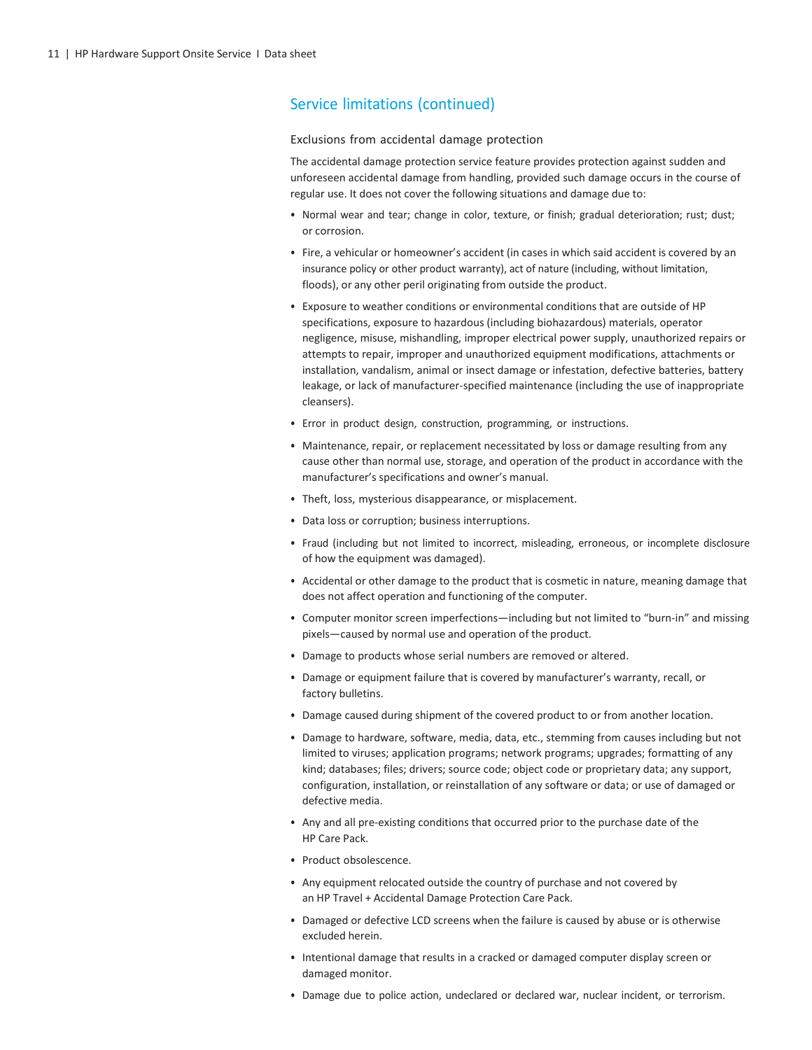## Service limitations (continued)

### Exclusions from accidental damage protection

The accidental damage protection service feature provides protection against sudden and unforeseen accidental damage from handling, provided such damage occurs in the course of regular use. It does not cover the following situations and damage due to:

- Normal wear and tear; change in color, texture, or finish; gradual deterioration; rust; dust; or corrosion.
- Fire, a vehicular or homeowner's accident (in cases in which said accident is covered by an insurance policy or other product warranty), act of nature (including, without limitation, floods), or any other peril originating from outside the product.
- Exposure to weather conditions or environmental conditions that are outside of HP specifications, exposure to hazardous (including biohazardous) materials, operator negligence, misuse, mishandling, improper electrical power supply, unauthorized repairs or attempts to repair, improper and unauthorized equipment modifications, attachments or installation, vandalism, animal or insect damage or infestation, defective batteries, battery leakage, or lack of manufacturer-specified maintenance (including the use of inappropriate cleansers).
- Error in product design, construction, programming, or instructions.
- Maintenance, repair, or replacement necessitated by loss or damage resulting from any cause other than normal use, storage, and operation of the product in accordance with the manufacturer's specifications and owner's manual.
- Theft, loss, mysterious disappearance, or misplacement.
- Data loss or corruption; business interruptions.
- Fraud (including but not limited to incorrect, misleading, erroneous, or incomplete disclosure of how the equipment was damaged).
- Accidental or other damage to the product that is cosmetic in nature, meaning damage that does not affect operation and functioning of the computer.
- Computer monitor screen imperfections—including but not limited to "burn-in" and missing pixels—caused by normal use and operation of the product.
- Damage to products whose serial numbers are removed or altered.
- Damage or equipment failure that is covered by manufacturer's warranty, recall, or factory bulletins.
- Damage caused during shipment of the covered product to or from another location.
- Damage to hardware, software, media, data, etc., stemming from causes including but not limited to viruses; application programs; network programs; upgrades; formatting of any kind; databases; files; drivers; source code; object code or proprietary data; any support, configuration, installation, or reinstallation of any software or data; or use of damaged or defective media.
- Any and all pre-existing conditions that occurred prior to the purchase date of the HP Care Pack.
- Product obsolescence.
- Any equipment relocated outside the country of purchase and not covered by an HP Travel + Accidental Damage Protection Care Pack.
- Damaged or defective LCD screens when the failure is caused by abuse or is otherwise excluded herein.
- Intentional damage that results in a cracked or damaged computer display screen or damaged monitor.
- Damage due to police action, undeclared or declared war, nuclear incident, or terrorism.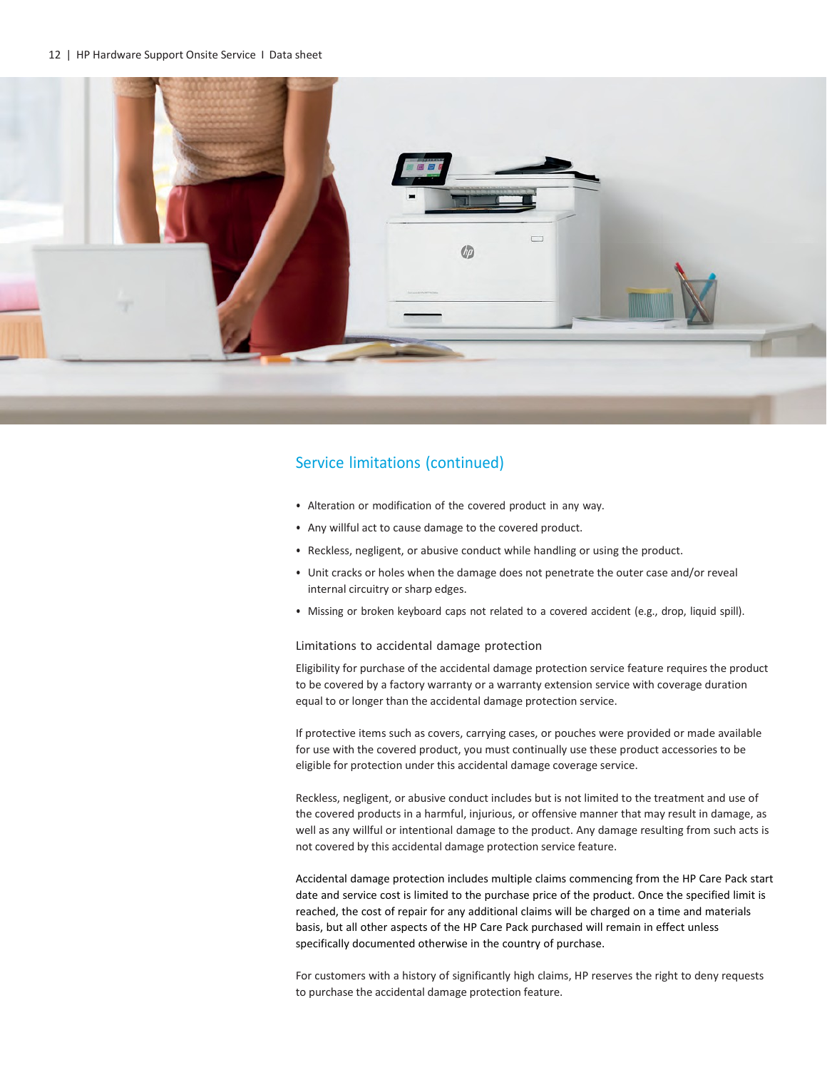## Service limitations (continued)

- Alteration or modification of the covered product in any way.
- Any willful act to cause damage to the covered product.
- Reckless, negligent, or abusive conduct while handling or using the product.
- Unit cracks or holes when the damage does not penetrate the outer case and/or reveal internal circuitry or sharp edges.
- Missing or broken keyboard caps not related to a covered accident (e.g., drop, liquid spill).

### Limitations to accidental damage protection

Eligibility for purchase of the accidental damage protection service feature requires the product to be covered by a factory warranty or a warranty extension service with coverage duration equal to or longer than the accidental damage protection service.

If protective items such as covers, carrying cases, or pouches were provided or made available for use with the covered product, you must continually use these product accessories to be eligible for protection under this accidental damage coverage service.

Reckless, negligent, or abusive conduct includes but is not limited to the treatment and use of the covered products in a harmful, injurious, or offensive manner that may result in damage, as well as any willful or intentional damage to the product. Any damage resulting from such acts is not covered by this accidental damage protection service feature.

Accidental damage protection includes multiple claims commencing from the HP Care Pack start date and service cost is limited to the purchase price of the product. Once the specified limit is reached, the cost of repair for any additional claims will be charged on a time and materials basis, but all other aspects of the HP Care Pack purchased will remain in effect unless specifically documented otherwise in the country of purchase.

For customers with a history of significantly high claims, HP reserves the right to deny requests to purchase the accidental damage protection feature.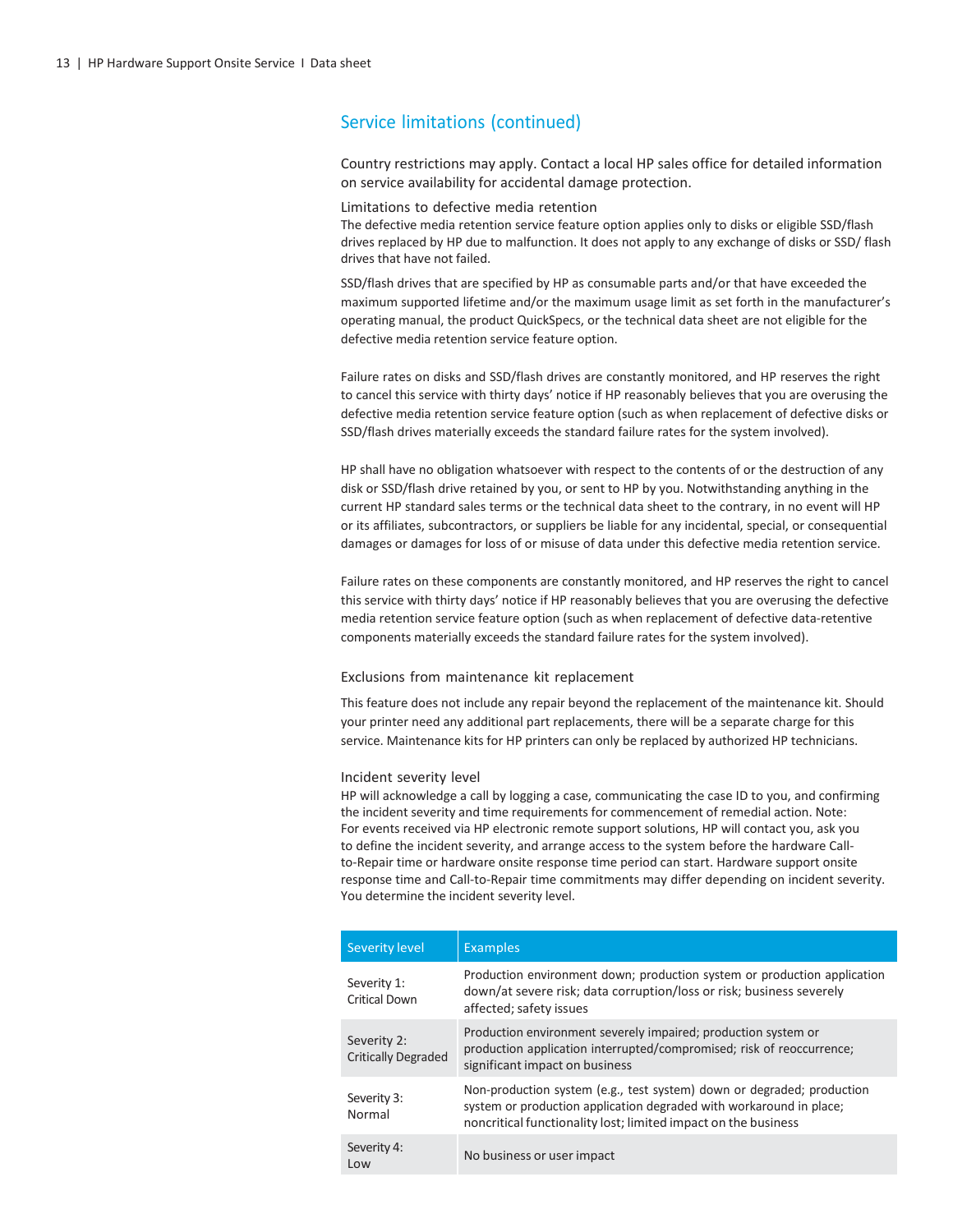## Service limitations (continued)

Country restrictions may apply. Contact a local HP sales office for detailed information on service availability for accidental damage protection.

### Limitations to defective media retention

The defective media retention service feature option applies only to disks or eligible SSD/flash drives replaced by HP due to malfunction. It does not apply to any exchange of disks or SSD/ flash drives that have not failed.

SSD/flash drives that are specified by HP as consumable parts and/or that have exceeded the maximum supported lifetime and/or the maximum usage limit as set forth in the manufacturer's operating manual, the product QuickSpecs, or the technical data sheet are not eligible for the defective media retention service feature option.

Failure rates on disks and SSD/flash drives are constantly monitored, and HP reserves the right to cancel this service with thirty days' notice if HP reasonably believes that you are overusing the defective media retention service feature option (such as when replacement of defective disks or SSD/flash drives materially exceeds the standard failure rates for the system involved).

HP shall have no obligation whatsoever with respect to the contents of or the destruction of any disk or SSD/flash drive retained by you, or sent to HP by you. Notwithstanding anything in the current HP standard sales terms or the technical data sheet to the contrary, in no event will HP or its affiliates, subcontractors, or suppliers be liable for any incidental, special, or consequential damages or damages for loss of or misuse of data under this defective media retention service.

Failure rates on these components are constantly monitored, and HP reserves the right to cancel this service with thirty days' notice if HP reasonably believes that you are overusing the defective media retention service feature option (such as when replacement of defective data-retentive components materially exceeds the standard failure rates for the system involved).

### Exclusions from maintenance kit replacement

This feature does not include any repair beyond the replacement of the maintenance kit. Should your printer need any additional part replacements, there will be a separate charge for this service. Maintenance kits for HP printers can only be replaced by authorized HP technicians.

### Incident severity level

HP will acknowledge a call by logging a case, communicating the case ID to you, and confirming the incident severity and time requirements for commencement of remedial action. Note: For events received via HP electronic remote support solutions, HP will contact you, ask you to define the incident severity, and arrange access to the system before the hardware Call-to-Repair time or hardware onsite response time period can start. Hardware support onsite response time and Call-to-Repair time commitments may differ depending on incident severity. You determine the incident severity level.

| Severity level | Examples |
| --- | --- |
| Severity 1: Critical Down | Production environment down; production system or production application down/at severe risk; data corruption/loss or risk; business severely affected; safety issues |
| Severity 2: Critically Degraded | Production environment severely impaired; production system or production application interrupted/compromised; risk of reoccurrence; significant impact on business |
| Severity 3: Normal | Non-production system (e.g., test system) down or degraded; production system or production application degraded with workaround in place; noncritical functionality lost; limited impact on the business |
| Severity 4: Low | No business or user impact |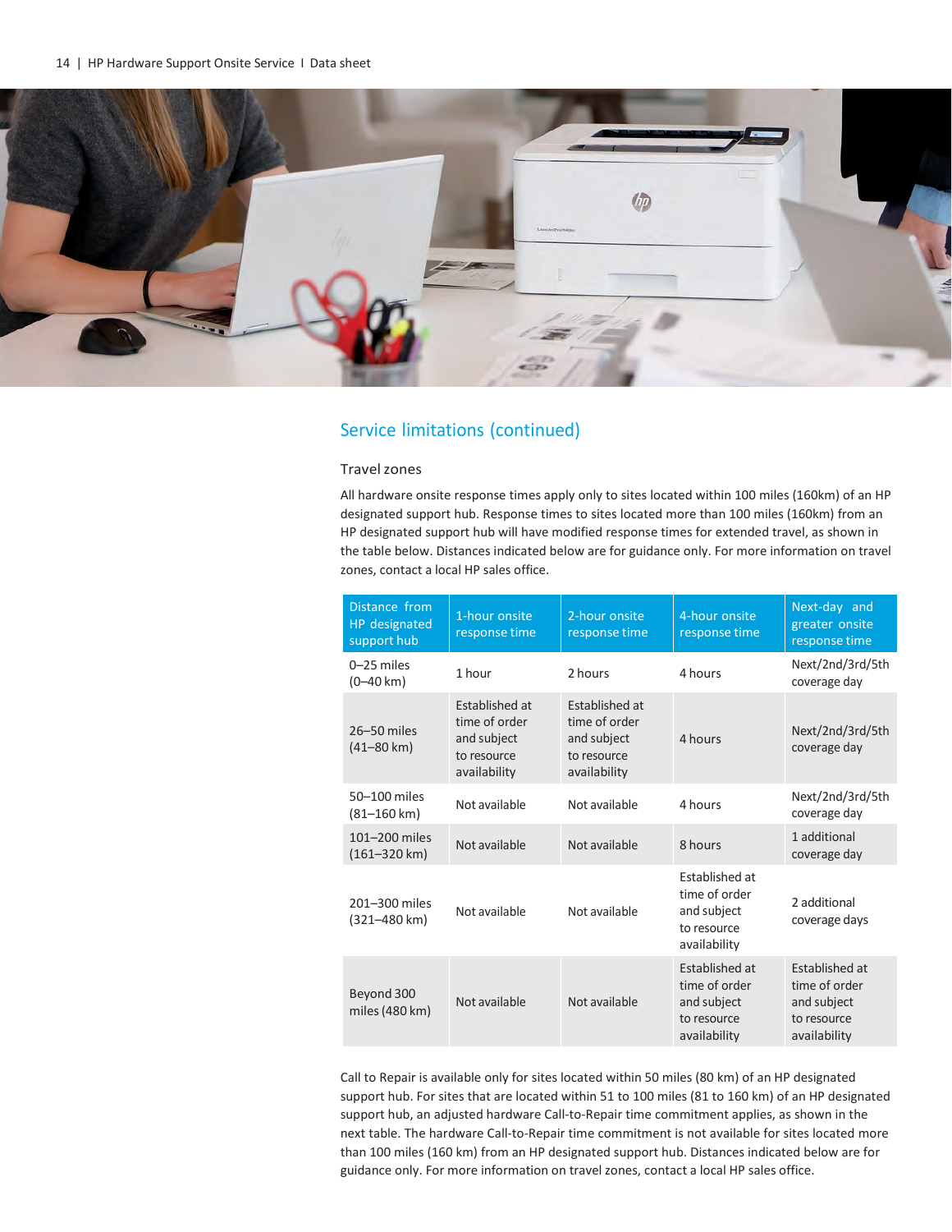## Service limitations (continued)

### Travel zones

All hardware onsite response times apply only to sites located within 100 miles (160km) of an HP designated support hub. Response times to sites located more than 100 miles (160km) from an HP designated support hub will have modified response times for extended travel, as shown in the table below. Distances indicated below are for guidance only. For more information on travel zones, contact a local HP sales office.

| Distance from HP designated support hub | 1-hour onsite response time | 2-hour onsite response time | 4-hour onsite response time | Next-day and greater onsite response time |
|---|---|---|---|---|
| 0–25 miles (0–40 km) | 1 hour | 2 hours | 4 hours | Next/2nd/3rd/5th coverage day |
| 26–50 miles (41–80 km) | Established at time of order and subject to resource availability | Established at time of order and subject to resource availability | 4 hours | Next/2nd/3rd/5th coverage day |
| 50–100 miles (81–160 km) | Not available | Not available | 4 hours | Next/2nd/3rd/5th coverage day |
| 101–200 miles (161–320 km) | Not available | Not available | 8 hours | 1 additional coverage day |
| 201–300 miles (321–480 km) | Not available | Not available | Established at time of order and subject to resource availability | 2 additional coverage days |
| Beyond 300 miles (480 km) | Not available | Not available | Established at time of order and subject to resource availability | Established at time of order and subject to resource availability |

Call to Repair is available only for sites located within 50 miles (80 km) of an HP designated support hub. For sites that are located within 51 to 100 miles (81 to 160 km) of an HP designated support hub, an adjusted hardware Call-to-Repair time commitment applies, as shown in the next table. The hardware Call-to-Repair time commitment is not available for sites located more than 100 miles (160 km) from an HP designated support hub. Distances indicated below are for guidance only. For more information on travel zones, contact a local HP sales office.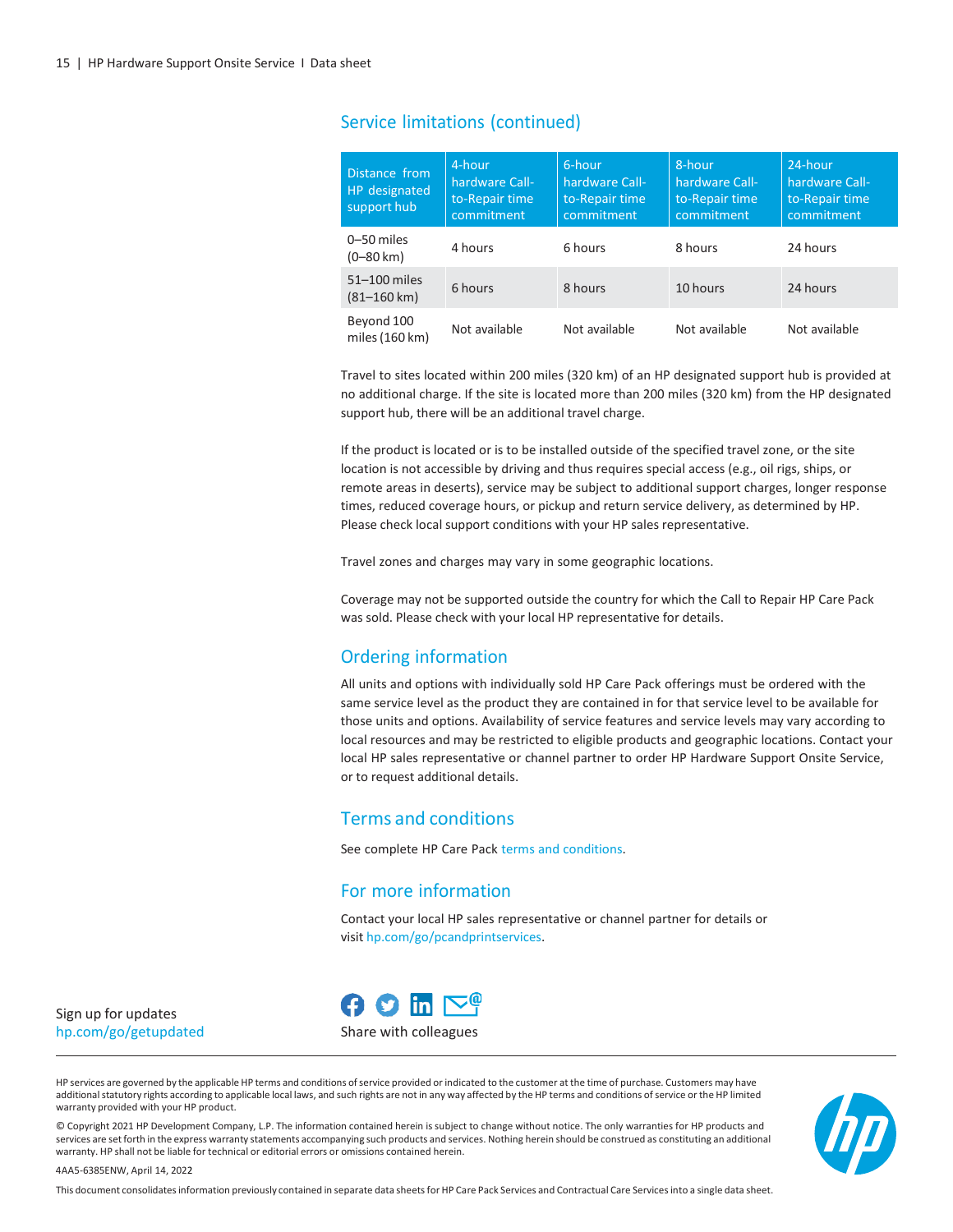## Service limitations (continued)

| Distance from HP designated support hub | 4-hour hardware Call-to-Repair time commitment | 6-hour hardware Call-to-Repair time commitment | 8-hour hardware Call-to-Repair time commitment | 24-hour hardware Call-to-Repair time commitment |
|---|---|---|---|---|
| 0–50 miles (0–80 km) | 4 hours | 6 hours | 8 hours | 24 hours |
| 51–100 miles (81–160 km) | 6 hours | 8 hours | 10 hours | 24 hours |
| Beyond 100 miles (160 km) | Not available | Not available | Not available | Not available |

Travel to sites located within 200 miles (320 km) of an HP designated support hub is provided at no additional charge. If the site is located more than 200 miles (320 km) from the HP designated support hub, there will be an additional travel charge.

If the product is located or is to be installed outside of the specified travel zone, or the site location is not accessible by driving and thus requires special access (e.g., oil rigs, ships, or remote areas in deserts), service may be subject to additional support charges, longer response times, reduced coverage hours, or pickup and return service delivery, as determined by HP. Please check local support conditions with your HP sales representative.

Travel zones and charges may vary in some geographic locations.

Coverage may not be supported outside the country for which the Call to Repair HP Care Pack was sold. Please check with your local HP representative for details.

## Ordering information

All units and options with individually sold HP Care Pack offerings must be ordered with the same service level as the product they are contained in for that service level to be available for those units and options. Availability of service features and service levels may vary according to local resources and may be restricted to eligible products and geographic locations. Contact your local HP sales representative or channel partner to order HP Hardware Support Onsite Service, or to request additional details.

## Terms and conditions

See complete HP Care Pack terms and conditions.

## For more information

Contact your local HP sales representative or channel partner for details or visit hp.com/go/pcandprintservices.

Sign up for updates
hp.com/go/getupdated

Share with colleagues

HP services are governed by the applicable HP terms and conditions of service provided or indicated to the customer at the time of purchase. Customers may have additional statutory rights according to applicable local laws, and such rights are not in any way affected by the HP terms and conditions of service or the HP limited warranty provided with your HP product.

© Copyright 2021 HP Development Company, L.P. The information contained herein is subject to change without notice. The only warranties for HP products and services are set forth in the express warranty statements accompanying such products and services. Nothing herein should be construed as constituting an additional warranty. HP shall not be liable for technical or editorial errors or omissions contained herein.

4AA5-6385ENW, April 14, 2022

This document consolidates information previously contained in separate data sheets for HP Care Pack Services and Contractual Care Services into a single data sheet.